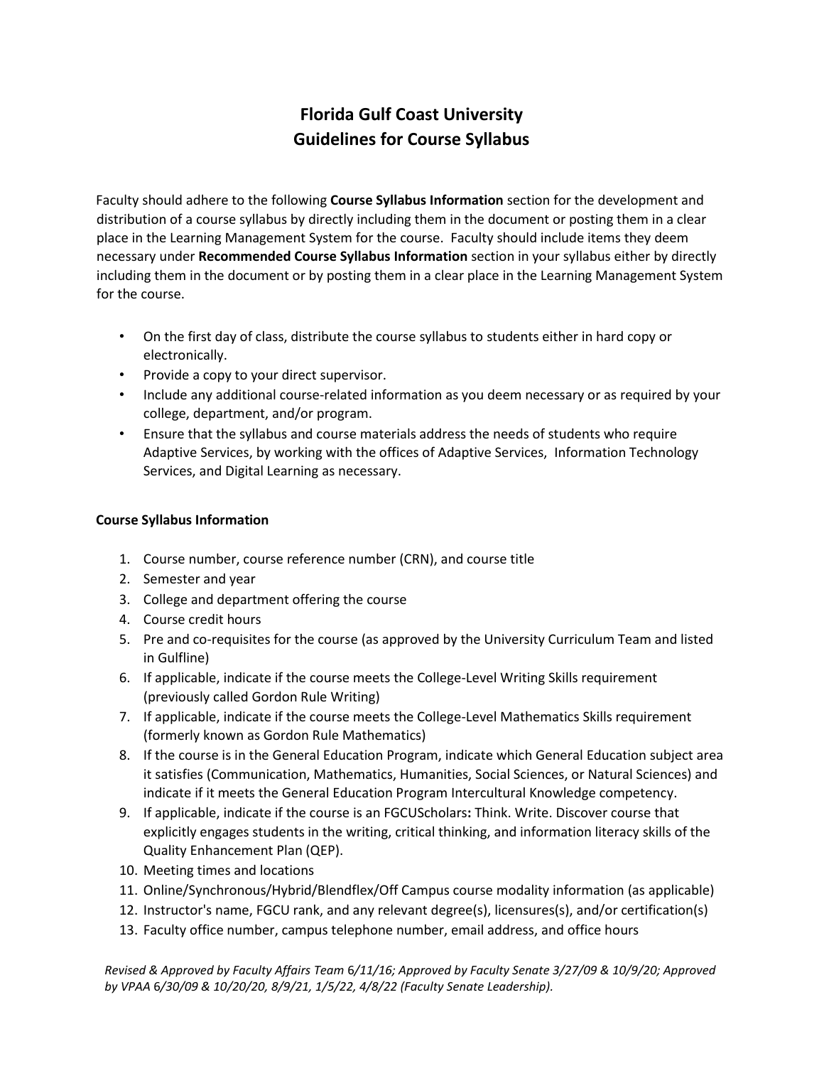# Florida Gulf Coast University
# Guidelines for Course Syllabus

Faculty should adhere to the following **Course Syllabus Information** section for the development and distribution of a course syllabus by directly including them in the document or posting them in a clear place in the Learning Management System for the course. Faculty should include items they deem necessary under **Recommended Course Syllabus Information** section in your syllabus either by directly including them in the document or by posting them in a clear place in the Learning Management System for the course.

- On the first day of class, distribute the course syllabus to students either in hard copy or electronically.
- Provide a copy to your direct supervisor.
- Include any additional course-related information as you deem necessary or as required by your college, department, and/or program.
- Ensure that the syllabus and course materials address the needs of students who require Adaptive Services, by working with the offices of Adaptive Services, Information Technology Services, and Digital Learning as necessary.

### Course Syllabus Information

1. Course number, course reference number (CRN), and course title
2. Semester and year
3. College and department offering the course
4. Course credit hours
5. Pre and co-requisites for the course (as approved by the University Curriculum Team and listed in Gulfline)
6. If applicable, indicate if the course meets the College-Level Writing Skills requirement (previously called Gordon Rule Writing)
7. If applicable, indicate if the course meets the College-Level Mathematics Skills requirement (formerly known as Gordon Rule Mathematics)
8. If the course is in the General Education Program, indicate which General Education subject area it satisfies (Communication, Mathematics, Humanities, Social Sciences, or Natural Sciences) and indicate if it meets the General Education Program Intercultural Knowledge competency.
9. If applicable, indicate if the course is an FGCUScholars**:** Think. Write. Discover course that explicitly engages students in the writing, critical thinking, and information literacy skills of the Quality Enhancement Plan (QEP).
10. Meeting times and locations
11. Online/Synchronous/Hybrid/Blendflex/Off Campus course modality information (as applicable)
12. Instructor's name, FGCU rank, and any relevant degree(s), licensures(s), and/or certification(s)
13. Faculty office number, campus telephone number, email address, and office hours

*Revised & Approved by Faculty Affairs Team 6/11/16; Approved by Faculty Senate 3/27/09 & 10/9/20; Approved by VPAA 6/30/09 & 10/20/20, 8/9/21, 1/5/22, 4/8/22 (Faculty Senate Leadership).*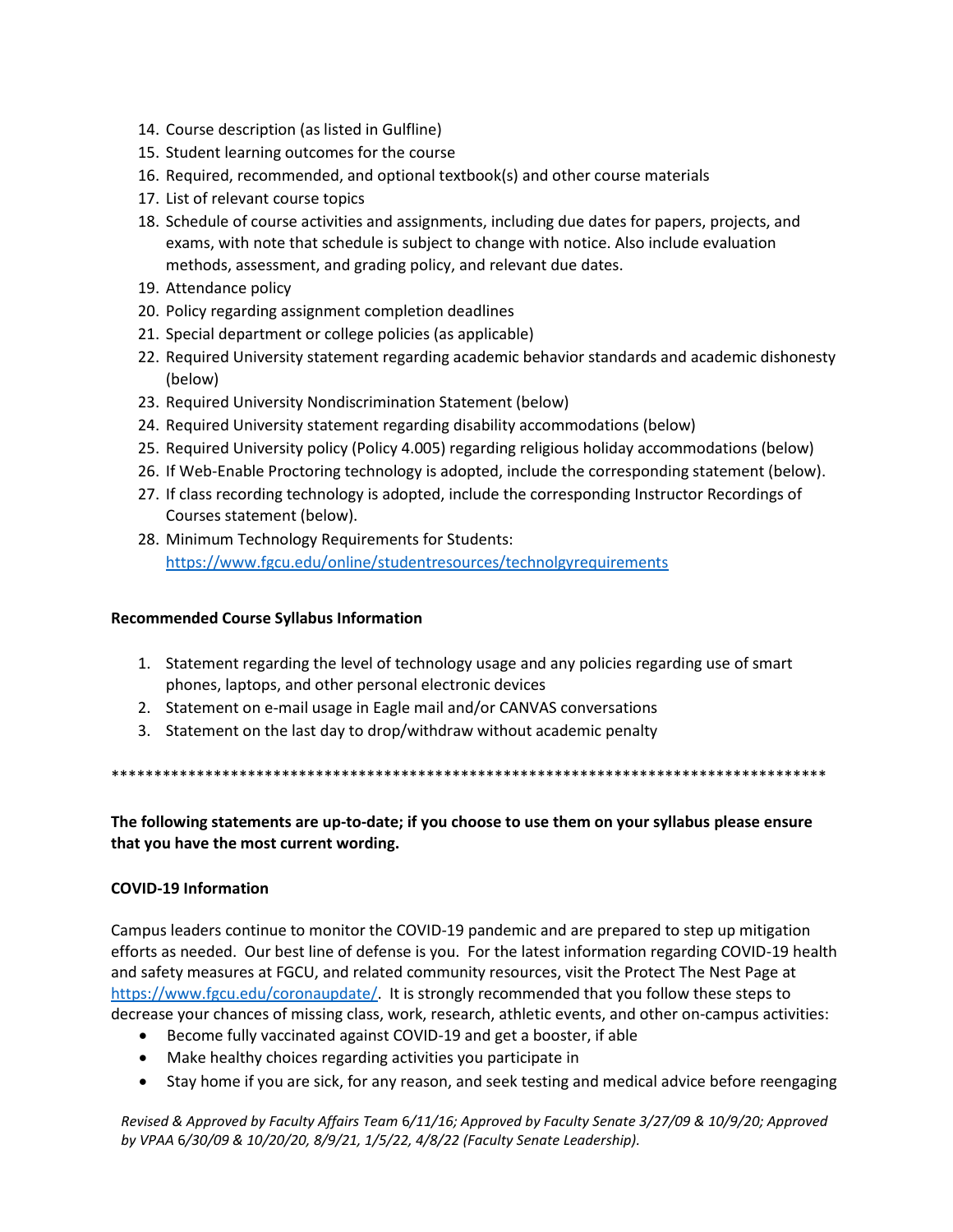14. Course description (as listed in Gulfline)
15. Student learning outcomes for the course
16. Required, recommended, and optional textbook(s) and other course materials
17. List of relevant course topics
18. Schedule of course activities and assignments, including due dates for papers, projects, and exams, with note that schedule is subject to change with notice. Also include evaluation methods, assessment, and grading policy, and relevant due dates.
19. Attendance policy
20. Policy regarding assignment completion deadlines
21. Special department or college policies (as applicable)
22. Required University statement regarding academic behavior standards and academic dishonesty (below)
23. Required University Nondiscrimination Statement (below)
24. Required University statement regarding disability accommodations (below)
25. Required University policy (Policy 4.005) regarding religious holiday accommodations (below)
26. If Web-Enable Proctoring technology is adopted, include the corresponding statement (below).
27. If class recording technology is adopted, include the corresponding Instructor Recordings of Courses statement (below).
28. Minimum Technology Requirements for Students: https://www.fgcu.edu/online/studentresources/technolgyrequirements

**Recommended Course Syllabus Information**

1. Statement regarding the level of technology usage and any policies regarding use of smart phones, laptops, and other personal electronic devices
2. Statement on e-mail usage in Eagle mail and/or CANVAS conversations
3. Statement on the last day to drop/withdraw without academic penalty

*****************************************************************************************

**The following statements are up-to-date; if you choose to use them on your syllabus please ensure that you have the most current wording.**

**COVID-19 Information**

Campus leaders continue to monitor the COVID-19 pandemic and are prepared to step up mitigation efforts as needed. Our best line of defense is you. For the latest information regarding COVID-19 health and safety measures at FGCU, and related community resources, visit the Protect The Nest Page at https://www.fgcu.edu/coronaupdate/. It is strongly recommended that you follow these steps to decrease your chances of missing class, work, research, athletic events, and other on-campus activities:

- Become fully vaccinated against COVID-19 and get a booster, if able
- Make healthy choices regarding activities you participate in
- Stay home if you are sick, for any reason, and seek testing and medical advice before reengaging

*Revised & Approved by Faculty Affairs Team 6/11/16; Approved by Faculty Senate 3/27/09 & 10/9/20; Approved by VPAA 6/30/09 & 10/20/20, 8/9/21, 1/5/22, 4/8/22 (Faculty Senate Leadership).*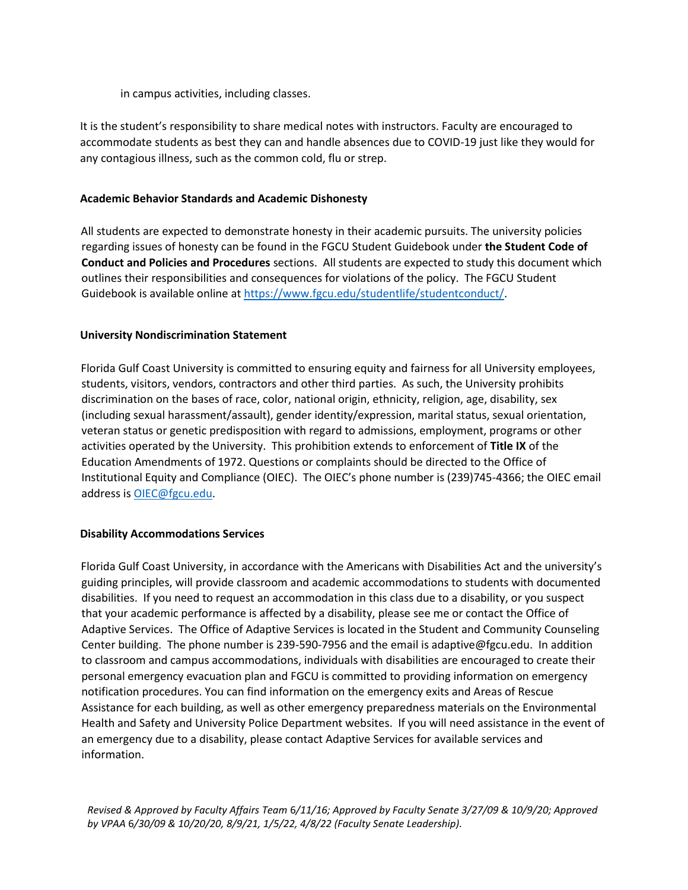in campus activities, including classes.

It is the student's responsibility to share medical notes with instructors. Faculty are encouraged to accommodate students as best they can and handle absences due to COVID-19 just like they would for any contagious illness, such as the common cold, flu or strep.

**Academic Behavior Standards and Academic Dishonesty**

All students are expected to demonstrate honesty in their academic pursuits. The university policies regarding issues of honesty can be found in the FGCU Student Guidebook under **the Student Code of Conduct and Policies and Procedures** sections. All students are expected to study this document which outlines their responsibilities and consequences for violations of the policy. The FGCU Student Guidebook is available online at [https://www.fgcu.edu/studentlife/studentconduct/](https://www.fgcu.edu/studentlife/studentconduct/).

**University Nondiscrimination Statement**

Florida Gulf Coast University is committed to ensuring equity and fairness for all University employees, students, visitors, vendors, contractors and other third parties. As such, the University prohibits discrimination on the bases of race, color, national origin, ethnicity, religion, age, disability, sex (including sexual harassment/assault), gender identity/expression, marital status, sexual orientation, veteran status or genetic predisposition with regard to admissions, employment, programs or other activities operated by the University. This prohibition extends to enforcement of **Title IX** of the Education Amendments of 1972. Questions or complaints should be directed to the Office of Institutional Equity and Compliance (OIEC). The OIEC's phone number is (239)745-4366; the OIEC email address is [OIEC@fgcu.edu](mailto:OIEC@fgcu.edu).

**Disability Accommodations Services**

Florida Gulf Coast University, in accordance with the Americans with Disabilities Act and the university's guiding principles, will provide classroom and academic accommodations to students with documented disabilities. If you need to request an accommodation in this class due to a disability, or you suspect that your academic performance is affected by a disability, please see me or contact the Office of Adaptive Services. The Office of Adaptive Services is located in the Student and Community Counseling Center building. The phone number is 239-590-7956 and the email is adaptive@fgcu.edu. In addition to classroom and campus accommodations, individuals with disabilities are encouraged to create their personal emergency evacuation plan and FGCU is committed to providing information on emergency notification procedures. You can find information on the emergency exits and Areas of Rescue Assistance for each building, as well as other emergency preparedness materials on the Environmental Health and Safety and University Police Department websites. If you will need assistance in the event of an emergency due to a disability, please contact Adaptive Services for available services and information.

*Revised & Approved by Faculty Affairs Team 6/11/16; Approved by Faculty Senate 3/27/09 & 10/9/20; Approved by VPAA 6/30/09 & 10/20/20, 8/9/21, 1/5/22, 4/8/22 (Faculty Senate Leadership).*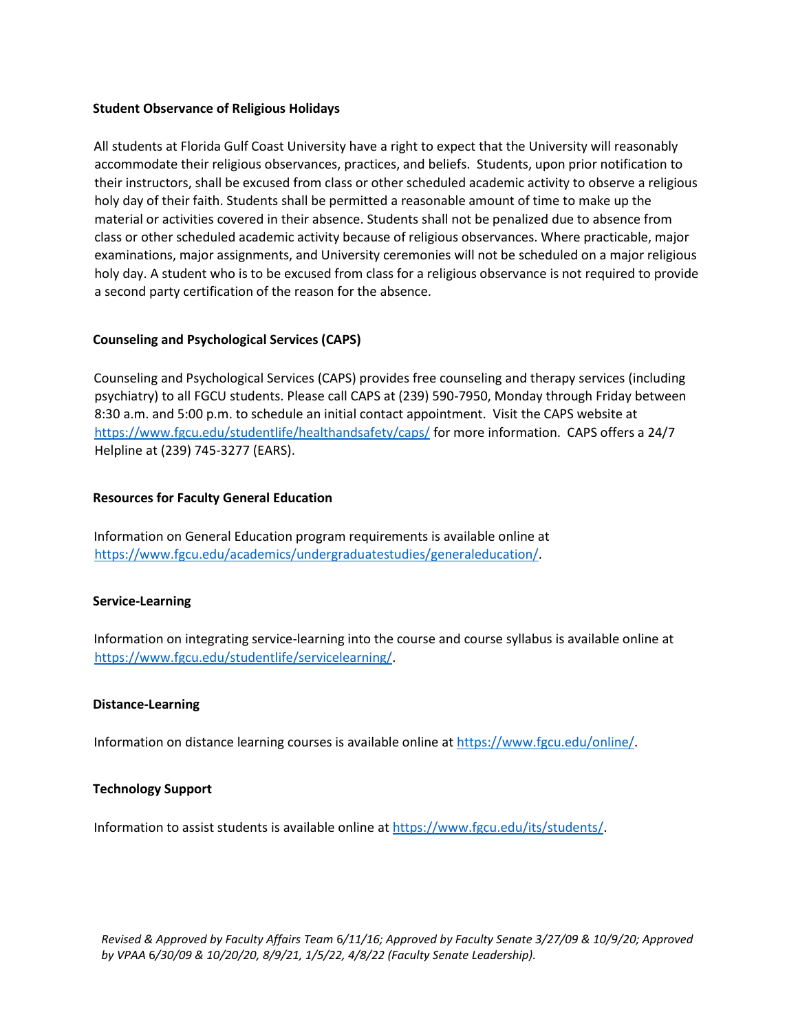**Student Observance of Religious Holidays**

All students at Florida Gulf Coast University have a right to expect that the University will reasonably accommodate their religious observances, practices, and beliefs. Students, upon prior notification to their instructors, shall be excused from class or other scheduled academic activity to observe a religious holy day of their faith. Students shall be permitted a reasonable amount of time to make up the material or activities covered in their absence. Students shall not be penalized due to absence from class or other scheduled academic activity because of religious observances. Where practicable, major examinations, major assignments, and University ceremonies will not be scheduled on a major religious holy day. A student who is to be excused from class for a religious observance is not required to provide a second party certification of the reason for the absence.

**Counseling and Psychological Services (CAPS)**

Counseling and Psychological Services (CAPS) provides free counseling and therapy services (including psychiatry) to all FGCU students. Please call CAPS at (239) 590-7950, Monday through Friday between 8:30 a.m. and 5:00 p.m. to schedule an initial contact appointment. Visit the CAPS website at https://www.fgcu.edu/studentlife/healthandsafety/caps/ for more information. CAPS offers a 24/7 Helpline at (239) 745-3277 (EARS).

**Resources for Faculty General Education**

Information on General Education program requirements is available online at https://www.fgcu.edu/academics/undergraduatestudies/generaleducation/.

**Service-Learning**

Information on integrating service-learning into the course and course syllabus is available online at https://www.fgcu.edu/studentlife/servicelearning/.

**Distance-Learning**

Information on distance learning courses is available online at https://www.fgcu.edu/online/.

**Technology Support**

Information to assist students is available online at https://www.fgcu.edu/its/students/.

*Revised & Approved by Faculty Affairs Team 6/11/16; Approved by Faculty Senate 3/27/09 & 10/9/20; Approved by VPAA 6/30/09 & 10/20/20, 8/9/21, 1/5/22, 4/8/22 (Faculty Senate Leadership).*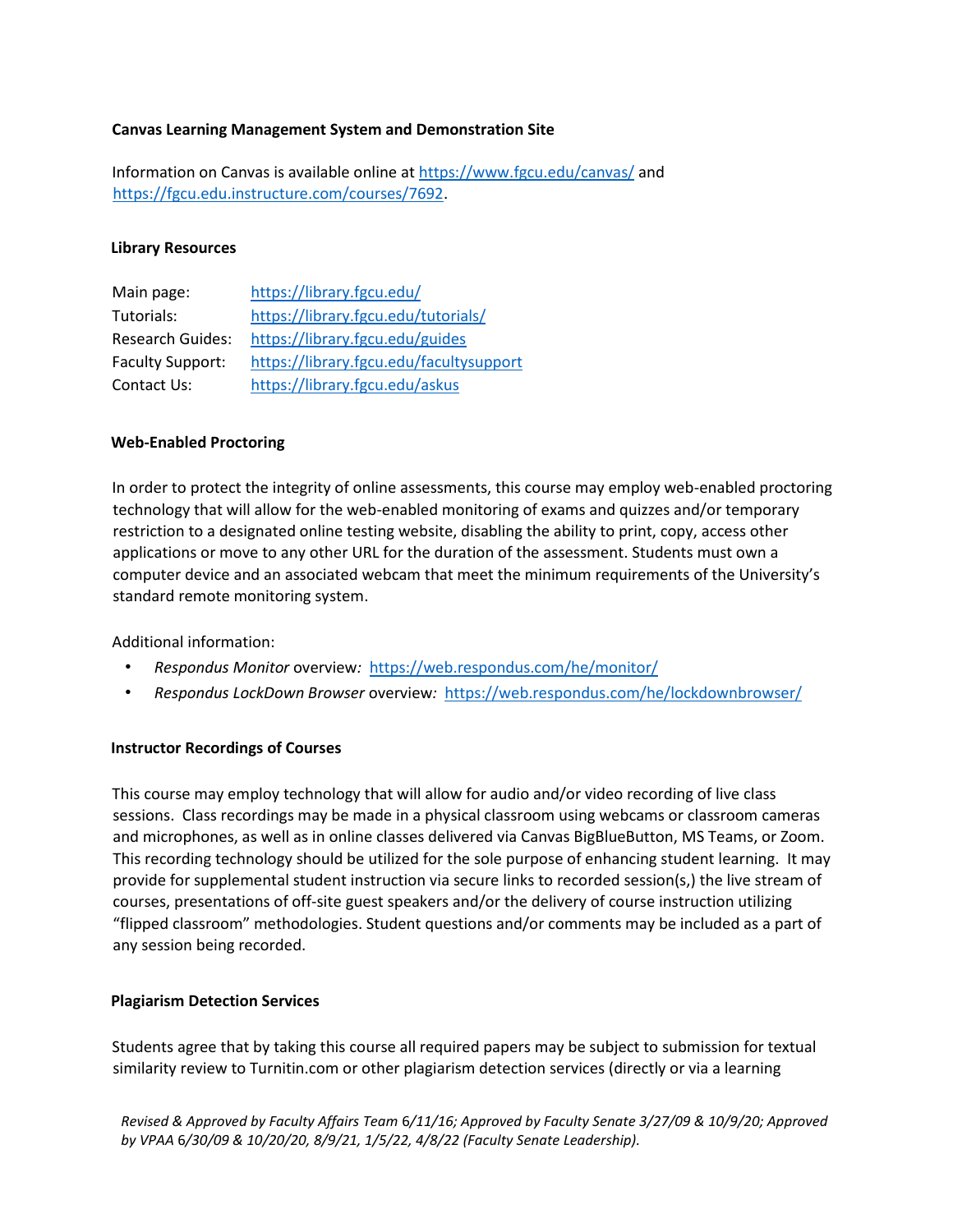**Canvas Learning Management System and Demonstration Site**

Information on Canvas is available online at https://www.fgcu.edu/canvas/ and https://fgcu.edu.instructure.com/courses/7692.

**Library Resources**

| Main page: | https://library.fgcu.edu/ |
|---|---|
| Tutorials: | https://library.fgcu.edu/tutorials/ |
| Research Guides: | https://library.fgcu.edu/guides |
| Faculty Support: | https://library.fgcu.edu/facultysupport |
| Contact Us: | https://library.fgcu.edu/askus |

**Web-Enabled Proctoring**

In order to protect the integrity of online assessments, this course may employ web-enabled proctoring technology that will allow for the web-enabled monitoring of exams and quizzes and/or temporary restriction to a designated online testing website, disabling the ability to print, copy, access other applications or move to any other URL for the duration of the assessment. Students must own a computer device and an associated webcam that meet the minimum requirements of the University's standard remote monitoring system.

Additional information:

- *Respondus Monitor* overview*:* https://web.respondus.com/he/monitor/
- *Respondus LockDown Browser* overview*:* https://web.respondus.com/he/lockdownbrowser/

**Instructor Recordings of Courses**

This course may employ technology that will allow for audio and/or video recording of live class sessions. Class recordings may be made in a physical classroom using webcams or classroom cameras and microphones, as well as in online classes delivered via Canvas BigBlueButton, MS Teams, or Zoom. This recording technology should be utilized for the sole purpose of enhancing student learning. It may provide for supplemental student instruction via secure links to recorded session(s,) the live stream of courses, presentations of off-site guest speakers and/or the delivery of course instruction utilizing "flipped classroom" methodologies. Student questions and/or comments may be included as a part of any session being recorded.

**Plagiarism Detection Services**

Students agree that by taking this course all required papers may be subject to submission for textual similarity review to Turnitin.com or other plagiarism detection services (directly or via a learning

*Revised & Approved by Faculty Affairs Team 6/11/16; Approved by Faculty Senate 3/27/09 & 10/9/20; Approved by VPAA 6/30/09 & 10/20/20, 8/9/21, 1/5/22, 4/8/22 (Faculty Senate Leadership).*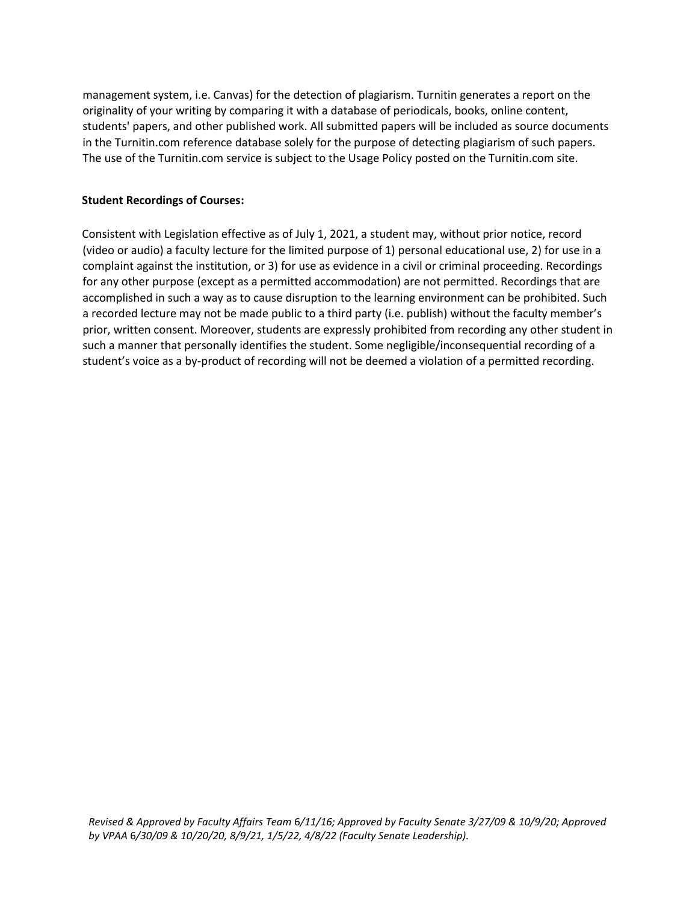management system, i.e. Canvas) for the detection of plagiarism. Turnitin generates a report on the originality of your writing by comparing it with a database of periodicals, books, online content, students' papers, and other published work. All submitted papers will be included as source documents in the Turnitin.com reference database solely for the purpose of detecting plagiarism of such papers. The use of the Turnitin.com service is subject to the Usage Policy posted on the Turnitin.com site.

**Student Recordings of Courses:**

Consistent with Legislation effective as of July 1, 2021, a student may, without prior notice, record (video or audio) a faculty lecture for the limited purpose of 1) personal educational use, 2) for use in a complaint against the institution, or 3) for use as evidence in a civil or criminal proceeding. Recordings for any other purpose (except as a permitted accommodation) are not permitted. Recordings that are accomplished in such a way as to cause disruption to the learning environment can be prohibited. Such a recorded lecture may not be made public to a third party (i.e. publish) without the faculty member's prior, written consent. Moreover, students are expressly prohibited from recording any other student in such a manner that personally identifies the student. Some negligible/inconsequential recording of a student's voice as a by-product of recording will not be deemed a violation of a permitted recording.

*Revised & Approved by Faculty Affairs Team 6/11/16; Approved by Faculty Senate 3/27/09 & 10/9/20; Approved by VPAA 6/30/09 & 10/20/20, 8/9/21, 1/5/22, 4/8/22 (Faculty Senate Leadership).*